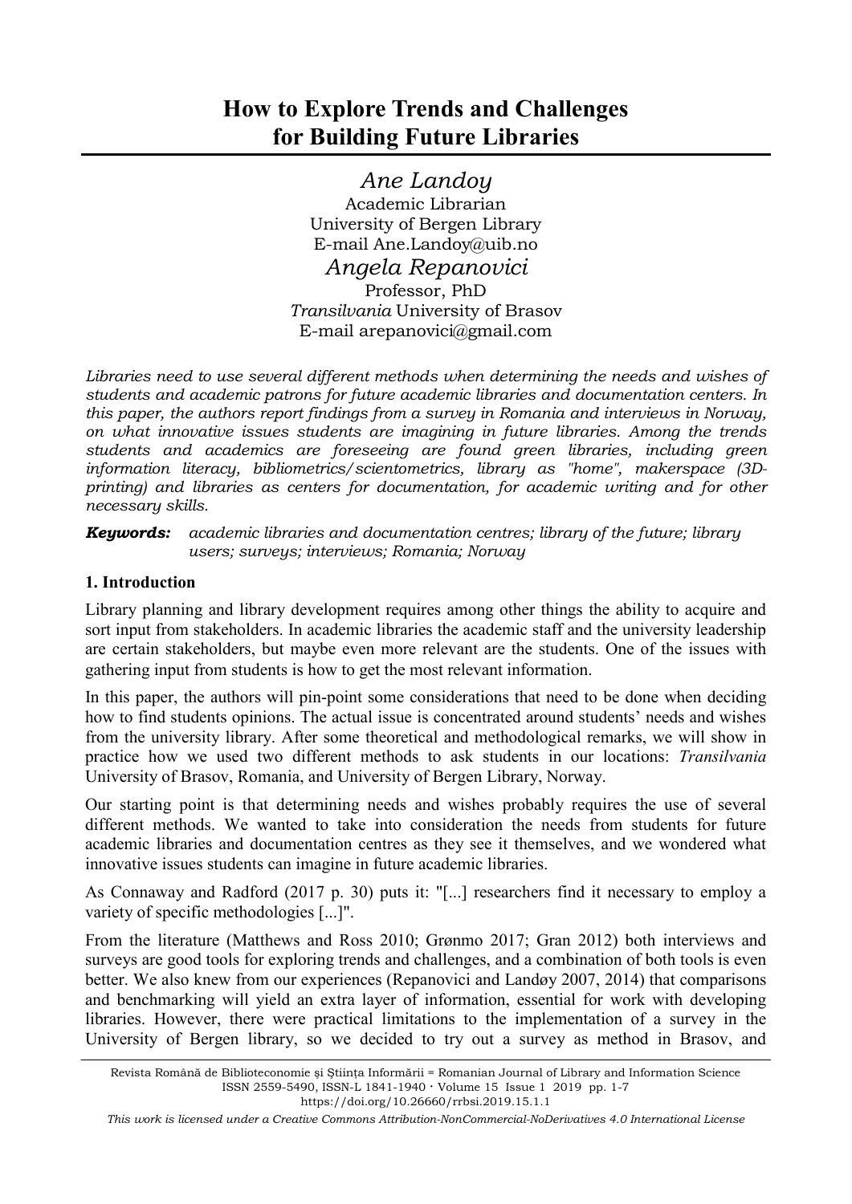# How to Explore Trends and Challenges for Building Future Libraries

*Ane Landoy*
Academic Librarian
University of Bergen Library
E-mail Ane.Landoy@uib.no

*Angela Repanovici*
Professor, PhD
*Transilvania* University of Brasov
E-mail arepanovici@gmail.com

*Libraries need to use several different methods when determining the needs and wishes of students and academic patrons for future academic libraries and documentation centers. In this paper, the authors report findings from a survey in Romania and interviews in Norway, on what innovative issues students are imagining in future libraries. Among the trends students and academics are foreseeing are found green libraries, including green information literacy, bibliometrics/scientometrics, library as "home", makerspace (3D-printing) and libraries as centers for documentation, for academic writing and for other necessary skills.*

***Keywords:*** *academic libraries and documentation centres; library of the future; library users; surveys; interviews; Romania; Norway*

## 1. Introduction

Library planning and library development requires among other things the ability to acquire and sort input from stakeholders. In academic libraries the academic staff and the university leadership are certain stakeholders, but maybe even more relevant are the students. One of the issues with gathering input from students is how to get the most relevant information.

In this paper, the authors will pin-point some considerations that need to be done when deciding how to find students opinions. The actual issue is concentrated around students' needs and wishes from the university library. After some theoretical and methodological remarks, we will show in practice how we used two different methods to ask students in our locations: *Transilvania* University of Brasov, Romania, and University of Bergen Library, Norway.

Our starting point is that determining needs and wishes probably requires the use of several different methods. We wanted to take into consideration the needs from students for future academic libraries and documentation centres as they see it themselves, and we wondered what innovative issues students can imagine in future academic libraries.

As Connaway and Radford (2017 p. 30) puts it: "[...] researchers find it necessary to employ a variety of specific methodologies [...]".

From the literature (Matthews and Ross 2010; Grønmo 2017; Gran 2012) both interviews and surveys are good tools for exploring trends and challenges, and a combination of both tools is even better. We also knew from our experiences (Repanovici and Landøy 2007, 2014) that comparisons and benchmarking will yield an extra layer of information, essential for work with developing libraries. However, there were practical limitations to the implementation of a survey in the University of Bergen library, so we decided to try out a survey as method in Brasov, and

*This work is licensed under a Creative Commons Attribution-NonCommercial-NoDerivatives 4.0 International License*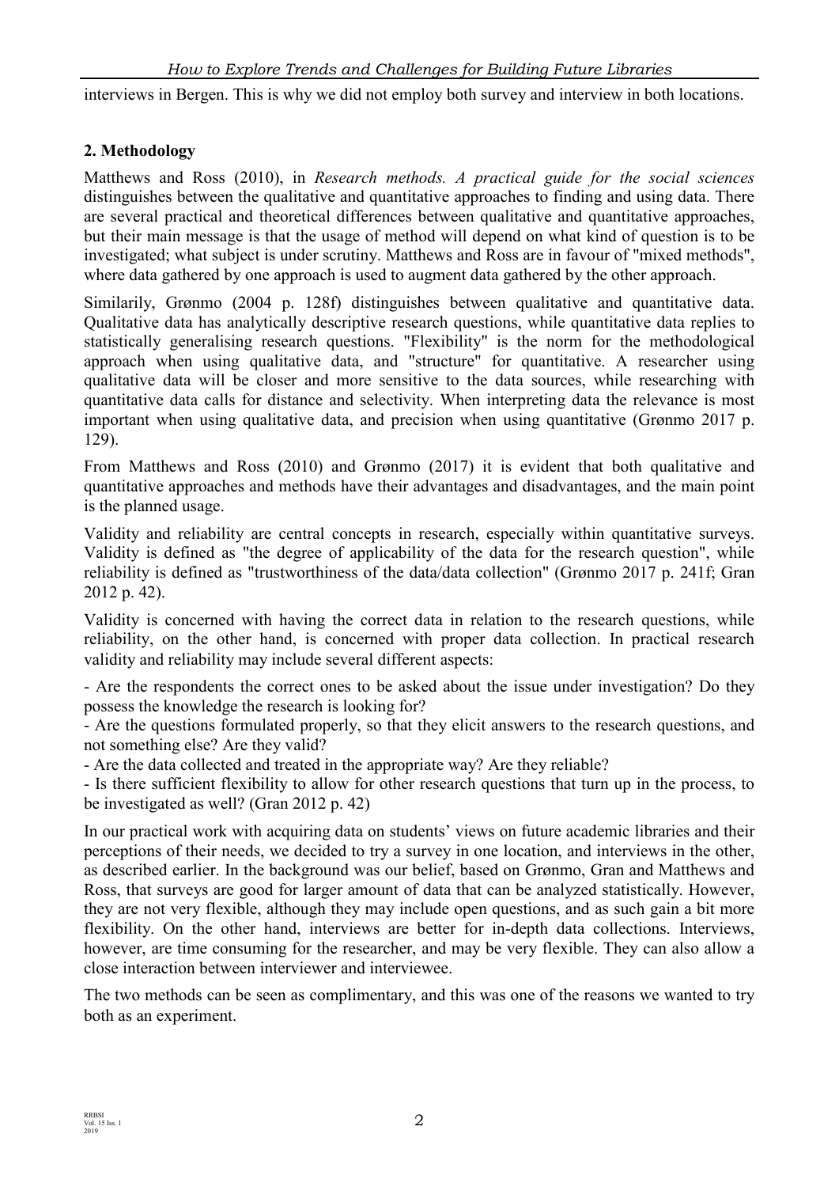interviews in Bergen. This is why we did not employ both survey and interview in both locations.

## 2. Methodology

Matthews and Ross (2010), in *Research methods. A practical guide for the social sciences* distinguishes between the qualitative and quantitative approaches to finding and using data. There are several practical and theoretical differences between qualitative and quantitative approaches, but their main message is that the usage of method will depend on what kind of question is to be investigated; what subject is under scrutiny. Matthews and Ross are in favour of "mixed methods", where data gathered by one approach is used to augment data gathered by the other approach.

Similarily, Grønmo (2004 p. 128f) distinguishes between qualitative and quantitative data. Qualitative data has analytically descriptive research questions, while quantitative data replies to statistically generalising research questions. "Flexibility" is the norm for the methodological approach when using qualitative data, and "structure" for quantitative. A researcher using qualitative data will be closer and more sensitive to the data sources, while researching with quantitative data calls for distance and selectivity. When interpreting data the relevance is most important when using qualitative data, and precision when using quantitative (Grønmo 2017 p. 129).

From Matthews and Ross (2010) and Grønmo (2017) it is evident that both qualitative and quantitative approaches and methods have their advantages and disadvantages, and the main point is the planned usage.

Validity and reliability are central concepts in research, especially within quantitative surveys. Validity is defined as "the degree of applicability of the data for the research question", while reliability is defined as "trustworthiness of the data/data collection" (Grønmo 2017 p. 241f; Gran 2012 p. 42).

Validity is concerned with having the correct data in relation to the research questions, while reliability, on the other hand, is concerned with proper data collection. In practical research validity and reliability may include several different aspects:

- Are the respondents the correct ones to be asked about the issue under investigation? Do they possess the knowledge the research is looking for?
- Are the questions formulated properly, so that they elicit answers to the research questions, and not something else? Are they valid?
- Are the data collected and treated in the appropriate way? Are they reliable?
- Is there sufficient flexibility to allow for other research questions that turn up in the process, to be investigated as well? (Gran 2012 p. 42)

In our practical work with acquiring data on students' views on future academic libraries and their perceptions of their needs, we decided to try a survey in one location, and interviews in the other, as described earlier. In the background was our belief, based on Grønmo, Gran and Matthews and Ross, that surveys are good for larger amount of data that can be analyzed statistically. However, they are not very flexible, although they may include open questions, and as such gain a bit more flexibility. On the other hand, interviews are better for in-depth data collections. Interviews, however, are time consuming for the researcher, and may be very flexible. They can also allow a close interaction between interviewer and interviewee.

The two methods can be seen as complimentary, and this was one of the reasons we wanted to try both as an experiment.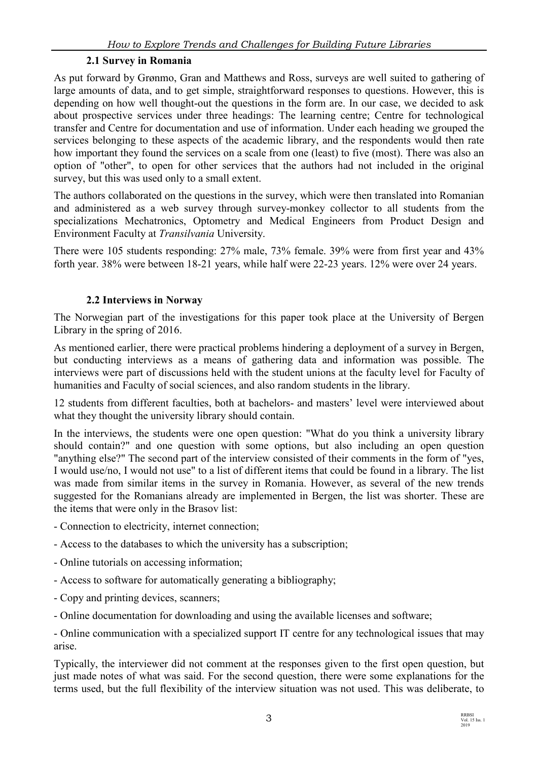### 2.1 Survey in Romania

As put forward by Grønmo, Gran and Matthews and Ross, surveys are well suited to gathering of large amounts of data, and to get simple, straightforward responses to questions. However, this is depending on how well thought-out the questions in the form are. In our case, we decided to ask about prospective services under three headings: The learning centre; Centre for technological transfer and Centre for documentation and use of information. Under each heading we grouped the services belonging to these aspects of the academic library, and the respondents would then rate how important they found the services on a scale from one (least) to five (most). There was also an option of "other", to open for other services that the authors had not included in the original survey, but this was used only to a small extent.

The authors collaborated on the questions in the survey, which were then translated into Romanian and administered as a web survey through survey-monkey collector to all students from the specializations Mechatronics, Optometry and Medical Engineers from Product Design and Environment Faculty at *Transilvania* University.

There were 105 students responding: 27% male, 73% female. 39% were from first year and 43% forth year. 38% were between 18-21 years, while half were 22-23 years. 12% were over 24 years.

### 2.2 Interviews in Norway

The Norwegian part of the investigations for this paper took place at the University of Bergen Library in the spring of 2016.

As mentioned earlier, there were practical problems hindering a deployment of a survey in Bergen, but conducting interviews as a means of gathering data and information was possible. The interviews were part of discussions held with the student unions at the faculty level for Faculty of humanities and Faculty of social sciences, and also random students in the library.

12 students from different faculties, both at bachelors- and masters' level were interviewed about what they thought the university library should contain.

In the interviews, the students were one open question: "What do you think a university library should contain?" and one question with some options, but also including an open question "anything else?" The second part of the interview consisted of their comments in the form of "yes, I would use/no, I would not use" to a list of different items that could be found in a library. The list was made from similar items in the survey in Romania. However, as several of the new trends suggested for the Romanians already are implemented in Bergen, the list was shorter. These are the items that were only in the Brasov list:

- Connection to electricity, internet connection;
- Access to the databases to which the university has a subscription;
- Online tutorials on accessing information;
- Access to software for automatically generating a bibliography;
- Copy and printing devices, scanners;
- Online documentation for downloading and using the available licenses and software;
- Online communication with a specialized support IT centre for any technological issues that may arise.

Typically, the interviewer did not comment at the responses given to the first open question, but just made notes of what was said. For the second question, there were some explanations for the terms used, but the full flexibility of the interview situation was not used. This was deliberate, to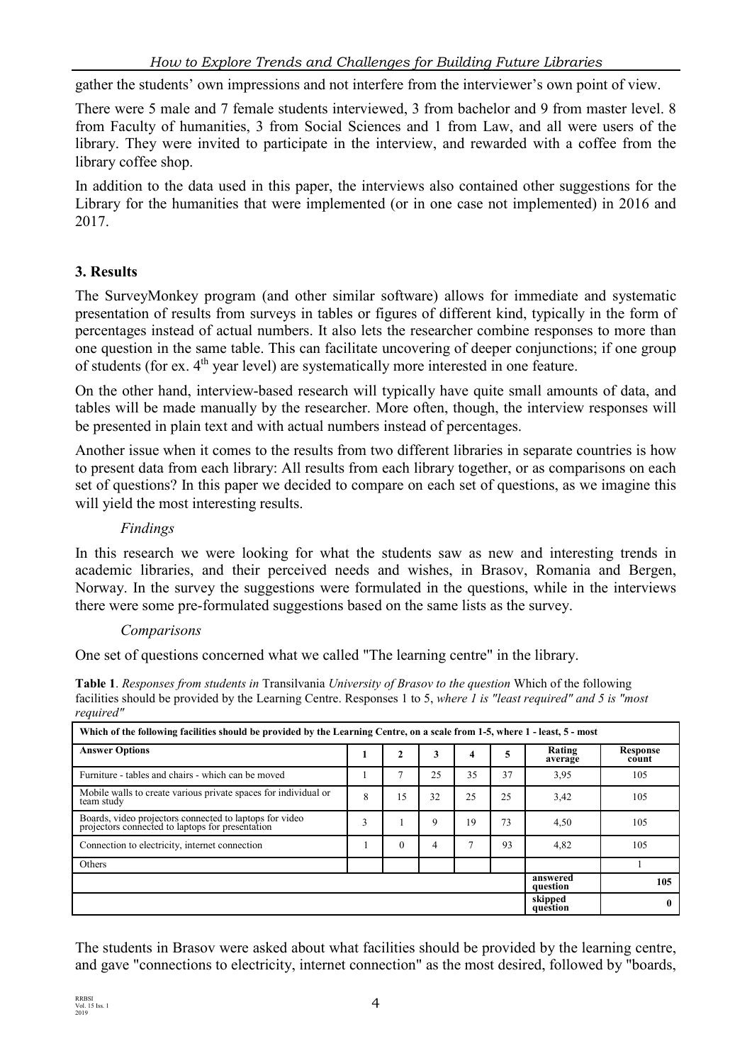gather the students' own impressions and not interfere from the interviewer's own point of view.

There were 5 male and 7 female students interviewed, 3 from bachelor and 9 from master level. 8 from Faculty of humanities, 3 from Social Sciences and 1 from Law, and all were users of the library. They were invited to participate in the interview, and rewarded with a coffee from the library coffee shop.

In addition to the data used in this paper, the interviews also contained other suggestions for the Library for the humanities that were implemented (or in one case not implemented) in 2016 and 2017.

## 3. Results

The SurveyMonkey program (and other similar software) allows for immediate and systematic presentation of results from surveys in tables or figures of different kind, typically in the form of percentages instead of actual numbers. It also lets the researcher combine responses to more than one question in the same table. This can facilitate uncovering of deeper conjunctions; if one group of students (for ex. 4th year level) are systematically more interested in one feature.

On the other hand, interview-based research will typically have quite small amounts of data, and tables will be made manually by the researcher. More often, though, the interview responses will be presented in plain text and with actual numbers instead of percentages.

Another issue when it comes to the results from two different libraries in separate countries is how to present data from each library: All results from each library together, or as comparisons on each set of questions? In this paper we decided to compare on each set of questions, as we imagine this will yield the most interesting results.

*Findings*

In this research we were looking for what the students saw as new and interesting trends in academic libraries, and their perceived needs and wishes, in Brasov, Romania and Bergen, Norway. In the survey the suggestions were formulated in the questions, while in the interviews there were some pre-formulated suggestions based on the same lists as the survey.

*Comparisons*

One set of questions concerned what we called "The learning centre" in the library.

**Table 1**. *Responses from students in* Transilvania *University of Brasov to the question* Which of the following facilities should be provided by the Learning Centre. Responses 1 to 5, *where 1 is "least required" and 5 is "most required"*

| Which of the following facilities should be provided by the Learning Centre, on a scale from 1-5, where 1 - least, 5 - most | | | | | | | |
|---|---|---|---|---|---|---|---|
| **Answer Options** | **1** | **2** | **3** | **4** | **5** | **Rating average** | **Response count** |
| Furniture - tables and chairs - which can be moved | 1 | 7 | 25 | 35 | 37 | 3,95 | 105 |
| Mobile walls to create various private spaces for individual or team study | 8 | 15 | 32 | 25 | 25 | 3,42 | 105 |
| Boards, video projectors connected to laptops for video projectors connected to laptops for presentation | 3 | 1 | 9 | 19 | 73 | 4,50 | 105 |
| Connection to electricity, internet connection | 1 | 0 | 4 | 7 | 93 | 4,82 | 105 |
| Others | | | | | | | 1 |
| | | | | | | **answered question** | **105** |
| | | | | | | **skipped question** | **0** |

The students in Brasov were asked about what facilities should be provided by the learning centre, and gave "connections to electricity, internet connection" as the most desired, followed by "boards,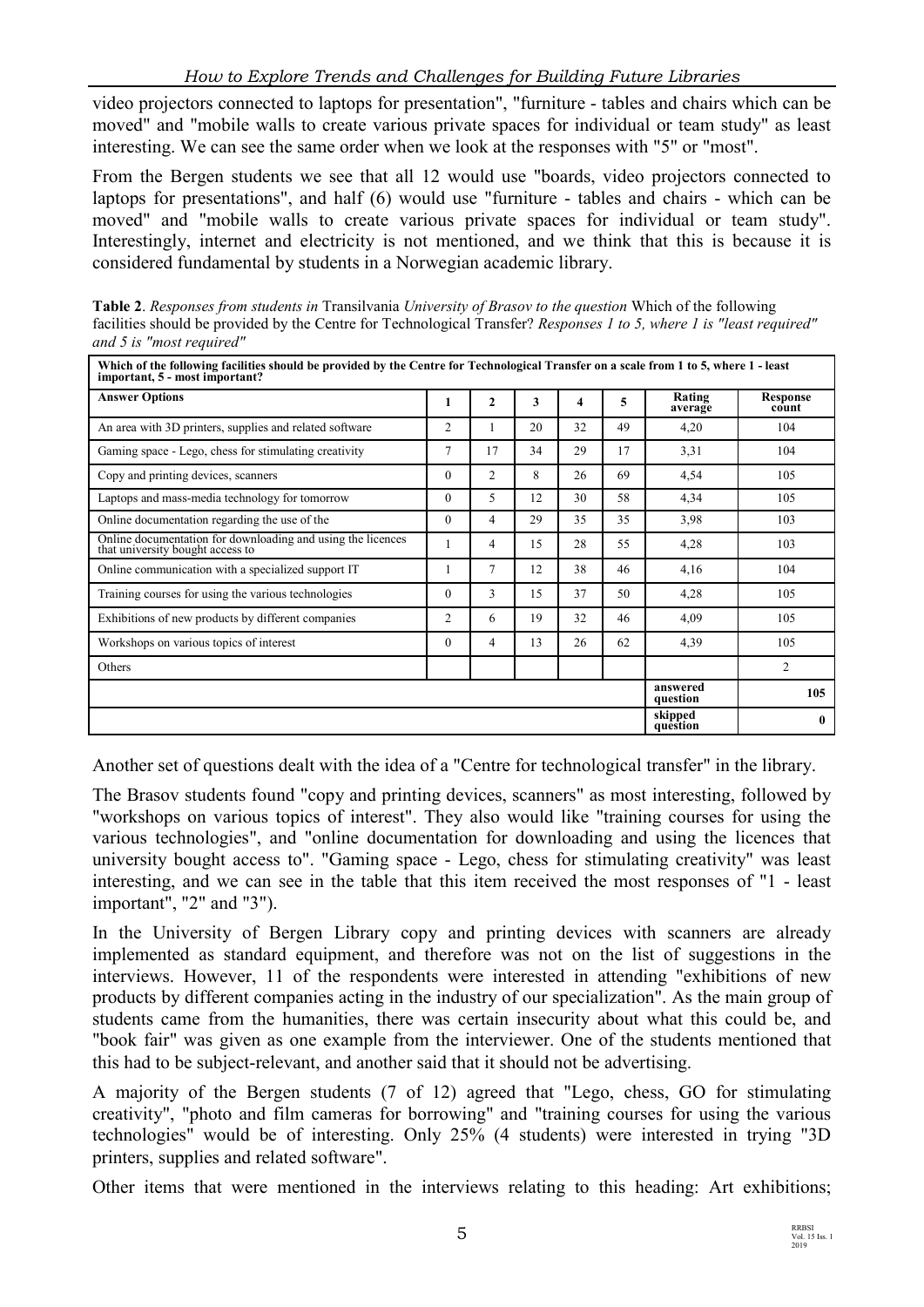video projectors connected to laptops for presentation", "furniture - tables and chairs which can be moved" and "mobile walls to create various private spaces for individual or team study" as least interesting. We can see the same order when we look at the responses with "5" or "most".

From the Bergen students we see that all 12 would use "boards, video projectors connected to laptops for presentations", and half (6) would use "furniture - tables and chairs - which can be moved" and "mobile walls to create various private spaces for individual or team study". Interestingly, internet and electricity is not mentioned, and we think that this is because it is considered fundamental by students in a Norwegian academic library.

**Table 2**. *Responses from students in* Transilvania *University of Brasov to the question* Which of the following facilities should be provided by the Centre for Technological Transfer? *Responses 1 to 5, where 1 is "least required" and 5 is "most required"*

| **Which of the following facilities should be provided by the Centre for Technological Transfer on a scale from 1 to 5, where 1 - least important, 5 - most important?** | | | | | | | |
|---|---|---|---|---|---|---|---|
| **Answer Options** | **1** | **2** | **3** | **4** | **5** | **Rating average** | **Response count** |
| An area with 3D printers, supplies and related software | 2 | 1 | 20 | 32 | 49 | 4,20 | 104 |
| Gaming space - Lego, chess for stimulating creativity | 7 | 17 | 34 | 29 | 17 | 3,31 | 104 |
| Copy and printing devices, scanners | 0 | 2 | 8 | 26 | 69 | 4,54 | 105 |
| Laptops and mass-media technology for tomorrow | 0 | 5 | 12 | 30 | 58 | 4,34 | 105 |
| Online documentation regarding the use of the | 0 | 4 | 29 | 35 | 35 | 3,98 | 103 |
| Online documentation for downloading and using the licences that university bought access to | 1 | 4 | 15 | 28 | 55 | 4,28 | 103 |
| Online communication with a specialized support IT | 1 | 7 | 12 | 38 | 46 | 4,16 | 104 |
| Training courses for using the various technologies | 0 | 3 | 15 | 37 | 50 | 4,28 | 105 |
| Exhibitions of new products by different companies | 2 | 6 | 19 | 32 | 46 | 4,09 | 105 |
| Workshops on various topics of interest | 0 | 4 | 13 | 26 | 62 | 4,39 | 105 |
| Others | | | | | | | 2 |
| | | | | | | **answered question** | **105** |
| | | | | | | **skipped question** | **0** |

Another set of questions dealt with the idea of a "Centre for technological transfer" in the library.

The Brasov students found "copy and printing devices, scanners" as most interesting, followed by "workshops on various topics of interest". They also would like "training courses for using the various technologies", and "online documentation for downloading and using the licences that university bought access to". "Gaming space - Lego, chess for stimulating creativity" was least interesting, and we can see in the table that this item received the most responses of "1 - least important", "2" and "3").

In the University of Bergen Library copy and printing devices with scanners are already implemented as standard equipment, and therefore was not on the list of suggestions in the interviews. However, 11 of the respondents were interested in attending "exhibitions of new products by different companies acting in the industry of our specialization". As the main group of students came from the humanities, there was certain insecurity about what this could be, and "book fair" was given as one example from the interviewer. One of the students mentioned that this had to be subject-relevant, and another said that it should not be advertising.

A majority of the Bergen students (7 of 12) agreed that "Lego, chess, GO for stimulating creativity", "photo and film cameras for borrowing" and "training courses for using the various technologies" would be of interesting. Only 25% (4 students) were interested in trying "3D printers, supplies and related software".

Other items that were mentioned in the interviews relating to this heading: Art exhibitions;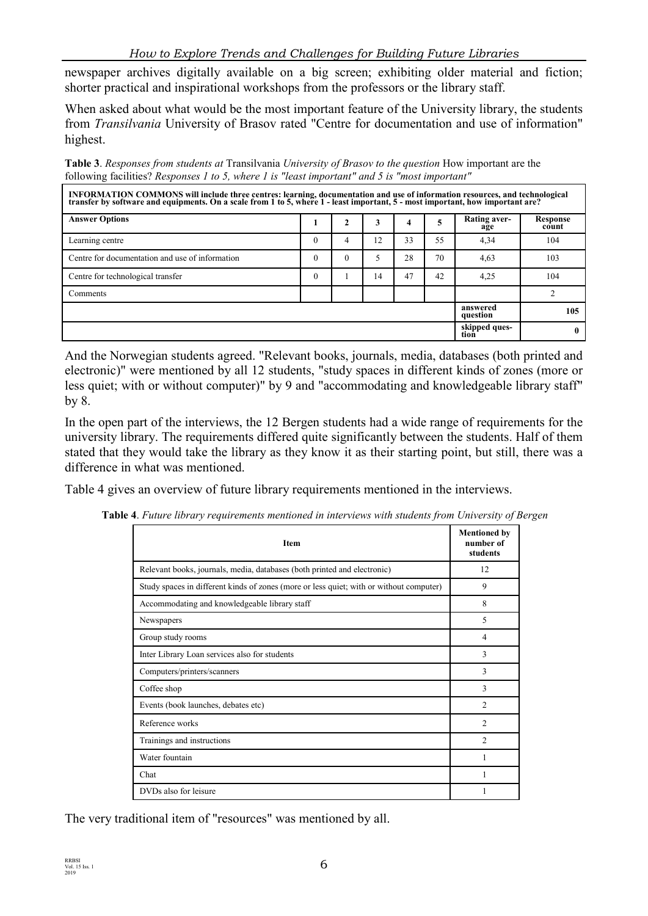newspaper archives digitally available on a big screen; exhibiting older material and fiction; shorter practical and inspirational workshops from the professors or the library staff.

When asked about what would be the most important feature of the University library, the students from *Transilvania* University of Brasov rated "Centre for documentation and use of information" highest.

**Table 3**. *Responses from students at* Transilvania *University of Brasov to the question* How important are the following facilities? *Responses 1 to 5, where 1 is "least important" and 5 is "most important"*

| **INFORMATION COMMONS will include three centres: learning, documentation and use of information resources, and technological transfer by software and equipments. On a scale from 1 to 5, where 1 - least important, 5 - most important, how important are?** | | | | | | | |
|---|---|---|---|---|---|---|---|
| **Answer Options** | **1** | **2** | **3** | **4** | **5** | **Rating average** | **Response count** |
| Learning centre | 0 | 4 | 12 | 33 | 55 | 4,34 | 104 |
| Centre for documentation and use of information | 0 | 0 | 5 | 28 | 70 | 4,63 | 103 |
| Centre for technological transfer | 0 | 1 | 14 | 47 | 42 | 4,25 | 104 |
| Comments | | | | | | | 2 |
| | | | | | | **answered question** | **105** |
| | | | | | | **skipped question** | **0** |

And the Norwegian students agreed. "Relevant books, journals, media, databases (both printed and electronic)" were mentioned by all 12 students, "study spaces in different kinds of zones (more or less quiet; with or without computer)" by 9 and "accommodating and knowledgeable library staff" by 8.

In the open part of the interviews, the 12 Bergen students had a wide range of requirements for the university library. The requirements differed quite significantly between the students. Half of them stated that they would take the library as they know it as their starting point, but still, there was a difference in what was mentioned.

Table 4 gives an overview of future library requirements mentioned in the interviews.

**Table 4**. *Future library requirements mentioned in interviews with students from University of Bergen*

| **Item** | **Mentioned by number of students** |
|---|---|
| Relevant books, journals, media, databases (both printed and electronic) | 12 |
| Study spaces in different kinds of zones (more or less quiet; with or without computer) | 9 |
| Accommodating and knowledgeable library staff | 8 |
| Newspapers | 5 |
| Group study rooms | 4 |
| Inter Library Loan services also for students | 3 |
| Computers/printers/scanners | 3 |
| Coffee shop | 3 |
| Events (book launches, debates etc) | 2 |
| Reference works | 2 |
| Trainings and instructions | 2 |
| Water fountain | 1 |
| Chat | 1 |
| DVDs also for leisure | 1 |

The very traditional item of "resources" was mentioned by all.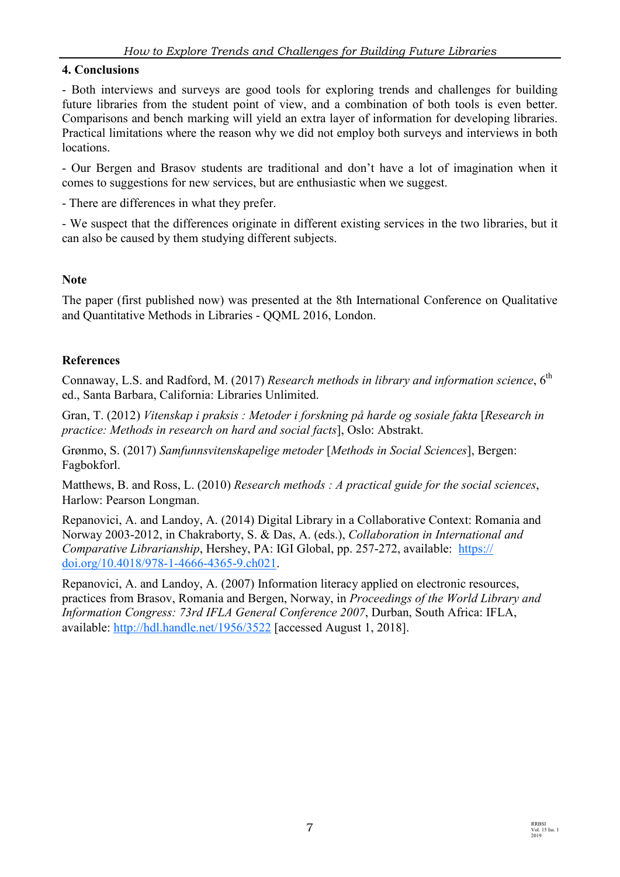## 4. Conclusions

- Both interviews and surveys are good tools for exploring trends and challenges for building future libraries from the student point of view, and a combination of both tools is even better. Comparisons and bench marking will yield an extra layer of information for developing libraries. Practical limitations where the reason why we did not employ both surveys and interviews in both locations.

- Our Bergen and Brasov students are traditional and don't have a lot of imagination when it comes to suggestions for new services, but are enthusiastic when we suggest.

- There are differences in what they prefer.

- We suspect that the differences originate in different existing services in the two libraries, but it can also be caused by them studying different subjects.

## Note

The paper (first published now) was presented at the 8th International Conference on Qualitative and Quantitative Methods in Libraries - QQML 2016, London.

## References

Connaway, L.S. and Radford, M. (2017) *Research methods in library and information science*, 6th ed., Santa Barbara, California: Libraries Unlimited.

Gran, T. (2012) *Vitenskap i praksis : Metoder i forskning på harde og sosiale fakta* [*Research in practice: Methods in research on hard and social facts*], Oslo: Abstrakt.

Grønmo, S. (2017) *Samfunnsvitenskapelige metoder* [*Methods in Social Sciences*], Bergen: Fagbokforl.

Matthews, B. and Ross, L. (2010) *Research methods : A practical guide for the social sciences*, Harlow: Pearson Longman.

Repanovici, A. and Landoy, A. (2014) Digital Library in a Collaborative Context: Romania and Norway 2003-2012, in Chakraborty, S. & Das, A. (eds.), *Collaboration in International and Comparative Librarianship*, Hershey, PA: IGI Global, pp. 257-272, available: https://doi.org/10.4018/978-1-4666-4365-9.ch021.

Repanovici, A. and Landoy, A. (2007) Information literacy applied on electronic resources, practices from Brasov, Romania and Bergen, Norway, in *Proceedings of the World Library and Information Congress: 73rd IFLA General Conference 2007*, Durban, South Africa: IFLA, available: http://hdl.handle.net/1956/3522 [accessed August 1, 2018].